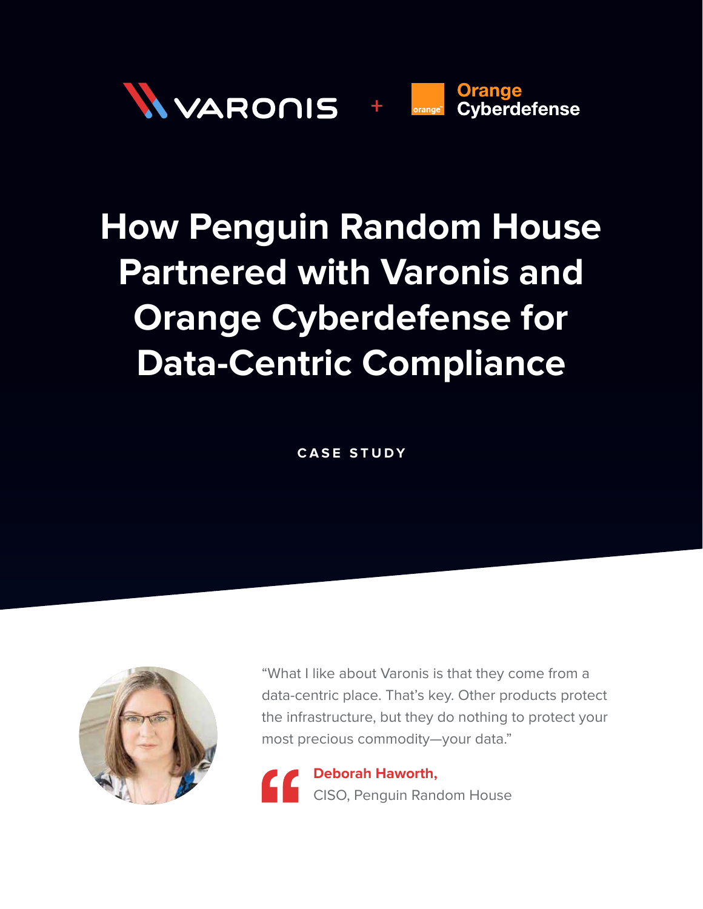VARONIS + Orange Cyberdefense

# How Penguin Random House Partnered with Varonis and Orange Cyberdefense for Data-Centric Compliance

**CASE STUDY**

"What I like about Varonis is that they come from a data-centric place. That's key. Other products protect the infrastructure, but they do nothing to protect your most precious commodity—your data."

**Deborah Haworth,**
CISO, Penguin Random House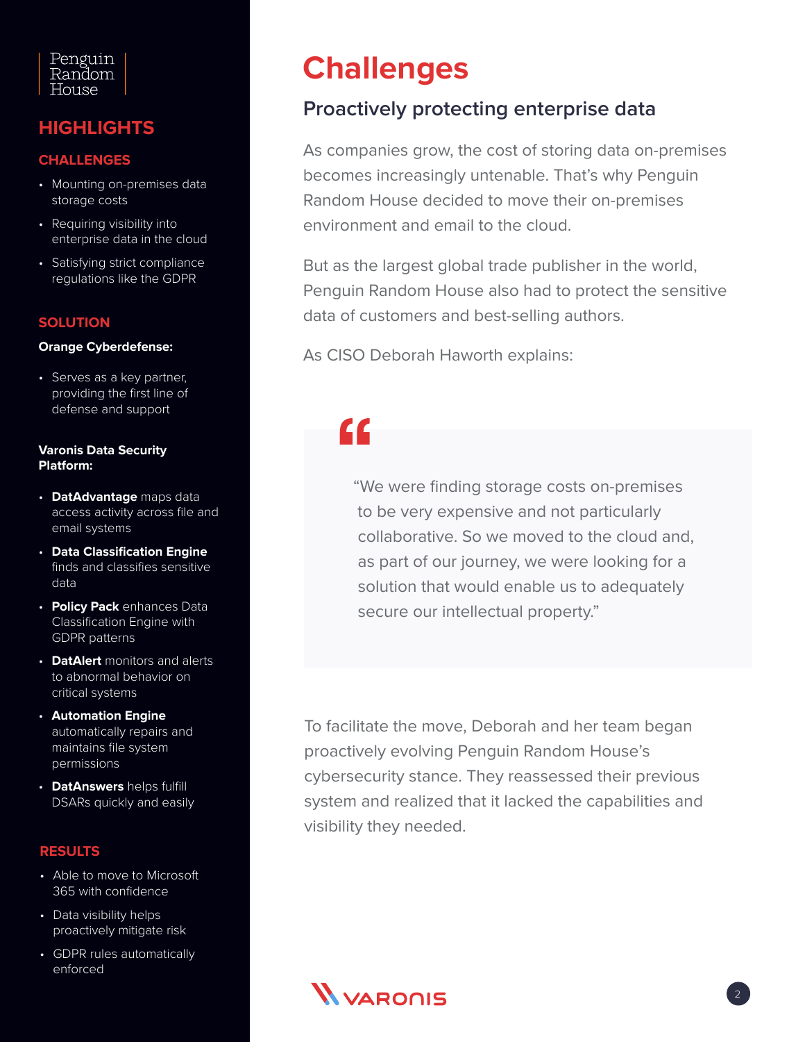Penguin Random House

## HIGHLIGHTS

### CHALLENGES

- Mounting on-premises data storage costs
- Requiring visibility into enterprise data in the cloud
- Satisfying strict compliance regulations like the GDPR

### SOLUTION

**Orange Cyberdefense:**

- Serves as a key partner, providing the first line of defense and support

**Varonis Data Security Platform:**

- **DatAdvantage** maps data access activity across file and email systems
- **Data Classification Engine** finds and classifies sensitive data
- **Policy Pack** enhances Data Classification Engine with GDPR patterns
- **DatAlert** monitors and alerts to abnormal behavior on critical systems
- **Automation Engine** automatically repairs and maintains file system permissions
- **DatAnswers** helps fulfill DSARs quickly and easily

### RESULTS

- Able to move to Microsoft 365 with confidence
- Data visibility helps proactively mitigate risk
- GDPR rules automatically enforced

# Challenges

## Proactively protecting enterprise data

As companies grow, the cost of storing data on-premises becomes increasingly untenable. That's why Penguin Random House decided to move their on-premises environment and email to the cloud.

But as the largest global trade publisher in the world, Penguin Random House also had to protect the sensitive data of customers and best-selling authors.

As CISO Deborah Haworth explains:

> "We were finding storage costs on-premises to be very expensive and not particularly collaborative. So we moved to the cloud and, as part of our journey, we were looking for a solution that would enable us to adequately secure our intellectual property."

To facilitate the move, Deborah and her team began proactively evolving Penguin Random House's cybersecurity stance. They reassessed their previous system and realized that it lacked the capabilities and visibility they needed.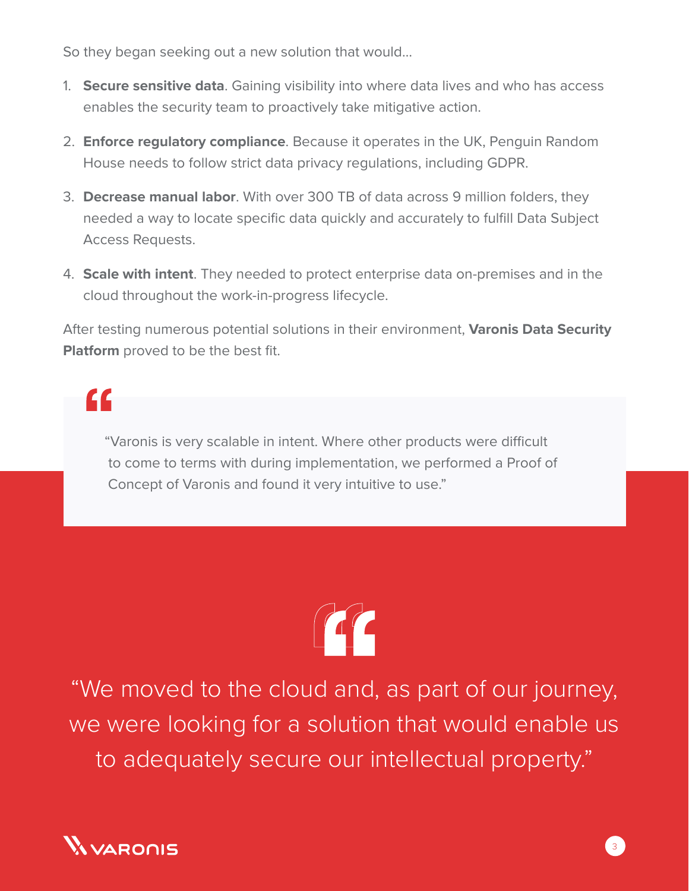So they began seeking out a new solution that would...

1. **Secure sensitive data**. Gaining visibility into where data lives and who has access enables the security team to proactively take mitigative action.
2. **Enforce regulatory compliance**. Because it operates in the UK, Penguin Random House needs to follow strict data privacy regulations, including GDPR.
3. **Decrease manual labor**. With over 300 TB of data across 9 million folders, they needed a way to locate specific data quickly and accurately to fulfill Data Subject Access Requests.
4. **Scale with intent**. They needed to protect enterprise data on-premises and in the cloud throughout the work-in-progress lifecycle.

After testing numerous potential solutions in their environment, **Varonis Data Security Platform** proved to be the best fit.

> "Varonis is very scalable in intent. Where other products were difficult to come to terms with during implementation, we performed a Proof of Concept of Varonis and found it very intuitive to use."

> "We moved to the cloud and, as part of our journey, we were looking for a solution that would enable us to adequately secure our intellectual property."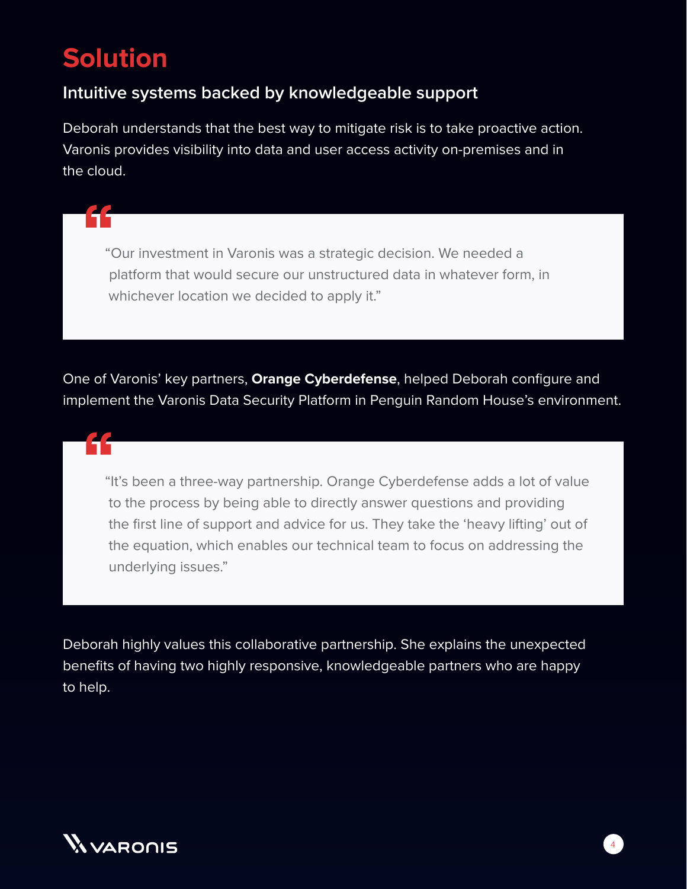# Solution

## Intuitive systems backed by knowledgeable support

Deborah understands that the best way to mitigate risk is to take proactive action. Varonis provides visibility into data and user access activity on-premises and in the cloud.

> "Our investment in Varonis was a strategic decision. We needed a platform that would secure our unstructured data in whatever form, in whichever location we decided to apply it."

One of Varonis' key partners, **Orange Cyberdefense**, helped Deborah configure and implement the Varonis Data Security Platform in Penguin Random House's environment.

> "It's been a three-way partnership. Orange Cyberdefense adds a lot of value to the process by being able to directly answer questions and providing the first line of support and advice for us. They take the 'heavy lifting' out of the equation, which enables our technical team to focus on addressing the underlying issues."

Deborah highly values this collaborative partnership. She explains the unexpected benefits of having two highly responsive, knowledgeable partners who are happy to help.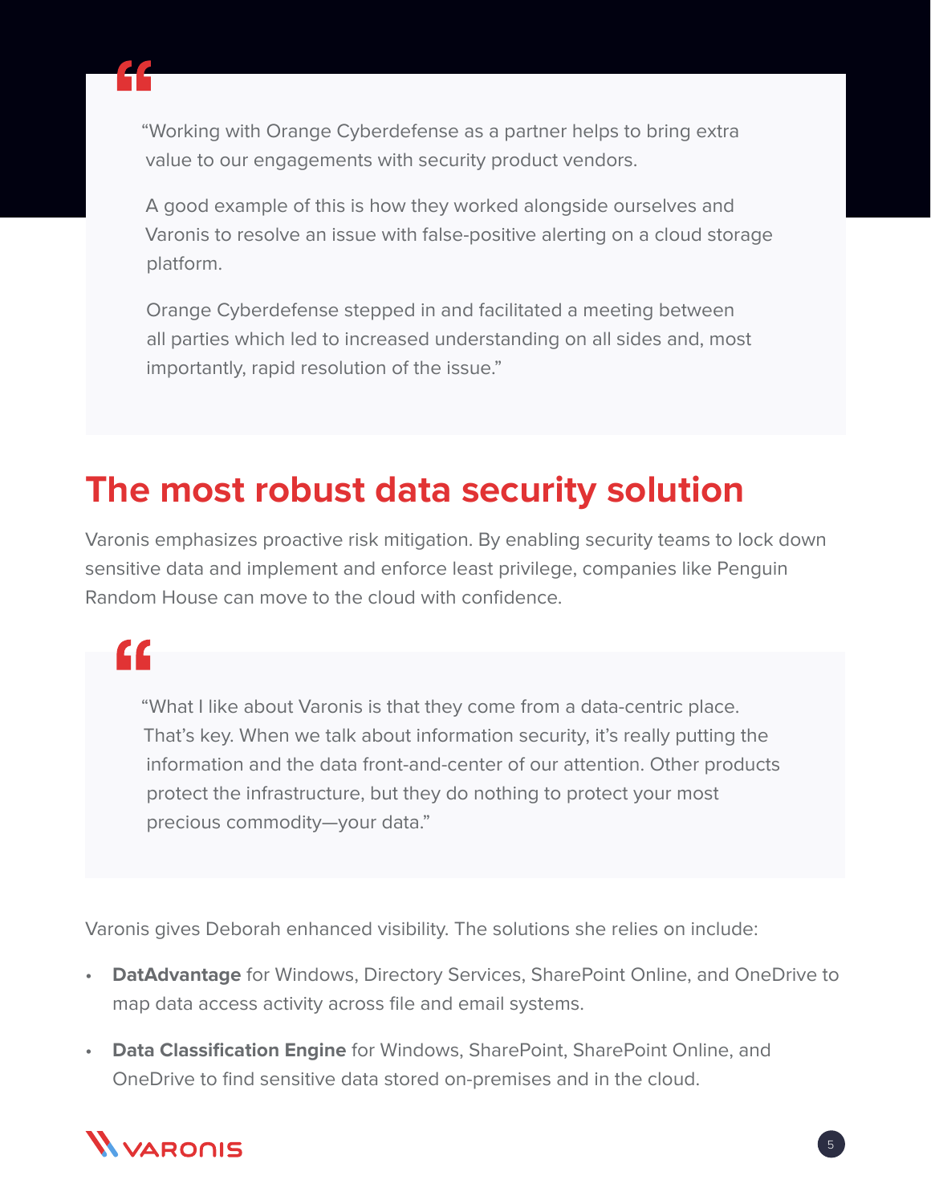> "Working with Orange Cyberdefense as a partner helps to bring extra value to our engagements with security product vendors.
>
> A good example of this is how they worked alongside ourselves and Varonis to resolve an issue with false-positive alerting on a cloud storage platform.
>
> Orange Cyberdefense stepped in and facilitated a meeting between all parties which led to increased understanding on all sides and, most importantly, rapid resolution of the issue."

## The most robust data security solution

Varonis emphasizes proactive risk mitigation. By enabling security teams to lock down sensitive data and implement and enforce least privilege, companies like Penguin Random House can move to the cloud with confidence.

> "What I like about Varonis is that they come from a data-centric place. That's key. When we talk about information security, it's really putting the information and the data front-and-center of our attention. Other products protect the infrastructure, but they do nothing to protect your most precious commodity—your data."

Varonis gives Deborah enhanced visibility. The solutions she relies on include:

- **DatAdvantage** for Windows, Directory Services, SharePoint Online, and OneDrive to map data access activity across file and email systems.
- **Data Classification Engine** for Windows, SharePoint, SharePoint Online, and OneDrive to find sensitive data stored on-premises and in the cloud.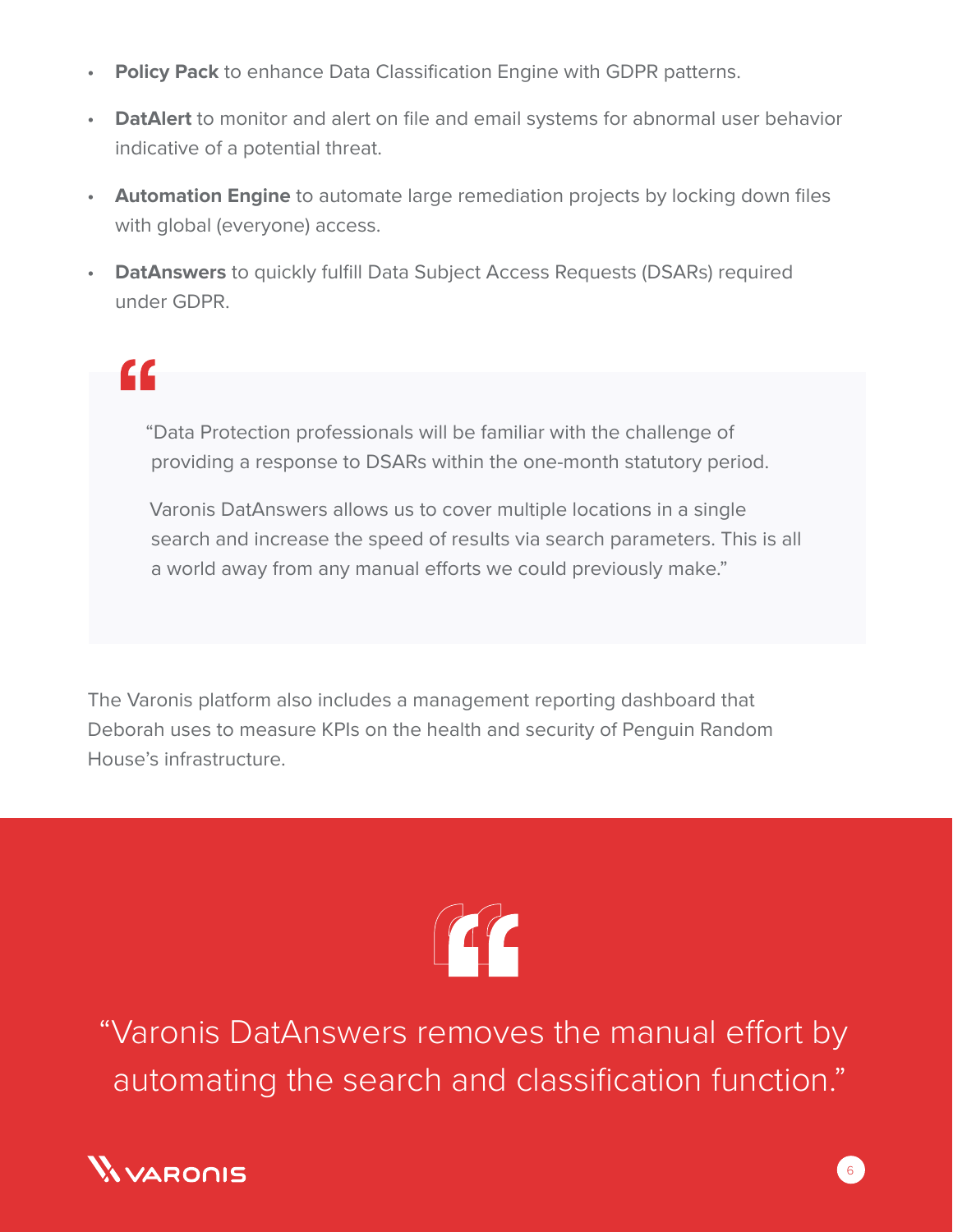- **Policy Pack** to enhance Data Classification Engine with GDPR patterns.
- **DatAlert** to monitor and alert on file and email systems for abnormal user behavior indicative of a potential threat.
- **Automation Engine** to automate large remediation projects by locking down files with global (everyone) access.
- **DatAnswers** to quickly fulfill Data Subject Access Requests (DSARs) required under GDPR.

> "Data Protection professionals will be familiar with the challenge of providing a response to DSARs within the one-month statutory period.
>
> Varonis DatAnswers allows us to cover multiple locations in a single search and increase the speed of results via search parameters. This is all a world away from any manual efforts we could previously make."

The Varonis platform also includes a management reporting dashboard that Deborah uses to measure KPIs on the health and security of Penguin Random House's infrastructure.

> "Varonis DatAnswers removes the manual effort by automating the search and classification function."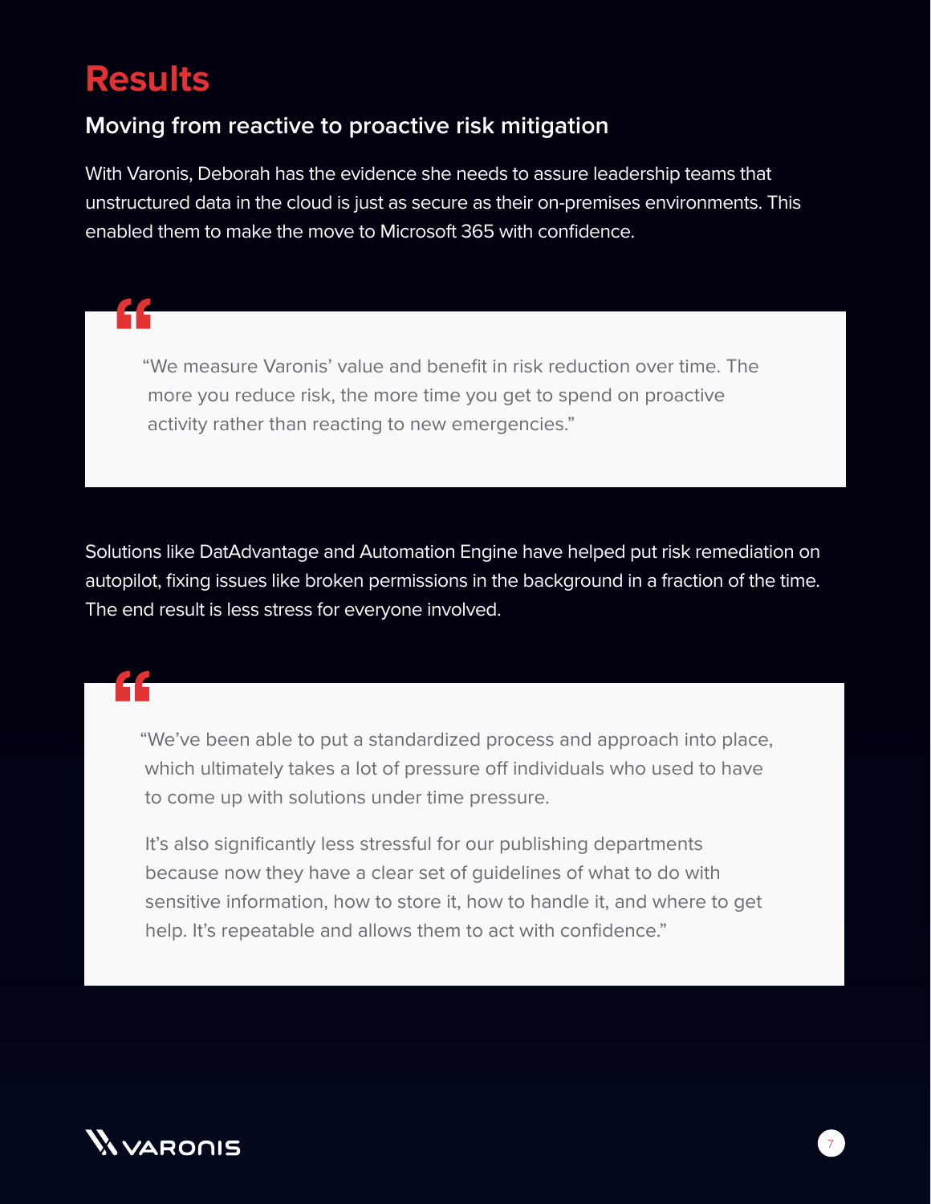# Results

### Moving from reactive to proactive risk mitigation

With Varonis, Deborah has the evidence she needs to assure leadership teams that unstructured data in the cloud is just as secure as their on-premises environments. This enabled them to make the move to Microsoft 365 with confidence.

> “We measure Varonis’ value and benefit in risk reduction over time. The more you reduce risk, the more time you get to spend on proactive activity rather than reacting to new emergencies.”

Solutions like DatAdvantage and Automation Engine have helped put risk remediation on autopilot, fixing issues like broken permissions in the background in a fraction of the time. The end result is less stress for everyone involved.

> “We’ve been able to put a standardized process and approach into place, which ultimately takes a lot of pressure off individuals who used to have to come up with solutions under time pressure.
>
> It’s also significantly less stressful for our publishing departments because now they have a clear set of guidelines of what to do with sensitive information, how to store it, how to handle it, and where to get help. It’s repeatable and allows them to act with confidence.”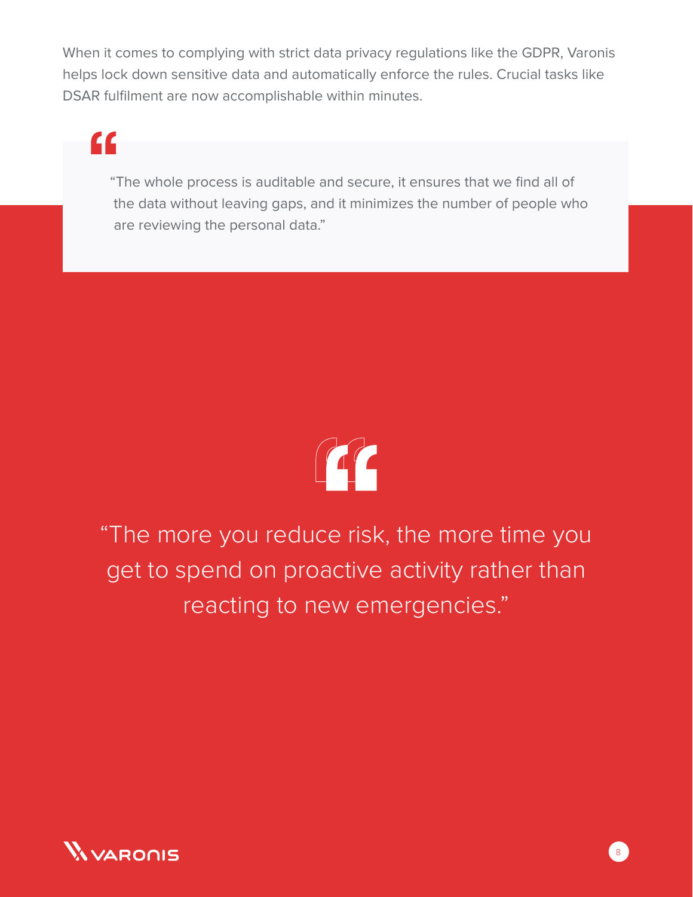When it comes to complying with strict data privacy regulations like the GDPR, Varonis helps lock down sensitive data and automatically enforce the rules. Crucial tasks like DSAR fulfilment are now accomplishable within minutes.

> “The whole process is auditable and secure, it ensures that we find all of the data without leaving gaps, and it minimizes the number of people who are reviewing the personal data.”

> “The more you reduce risk, the more time you get to spend on proactive activity rather than reacting to new emergencies.”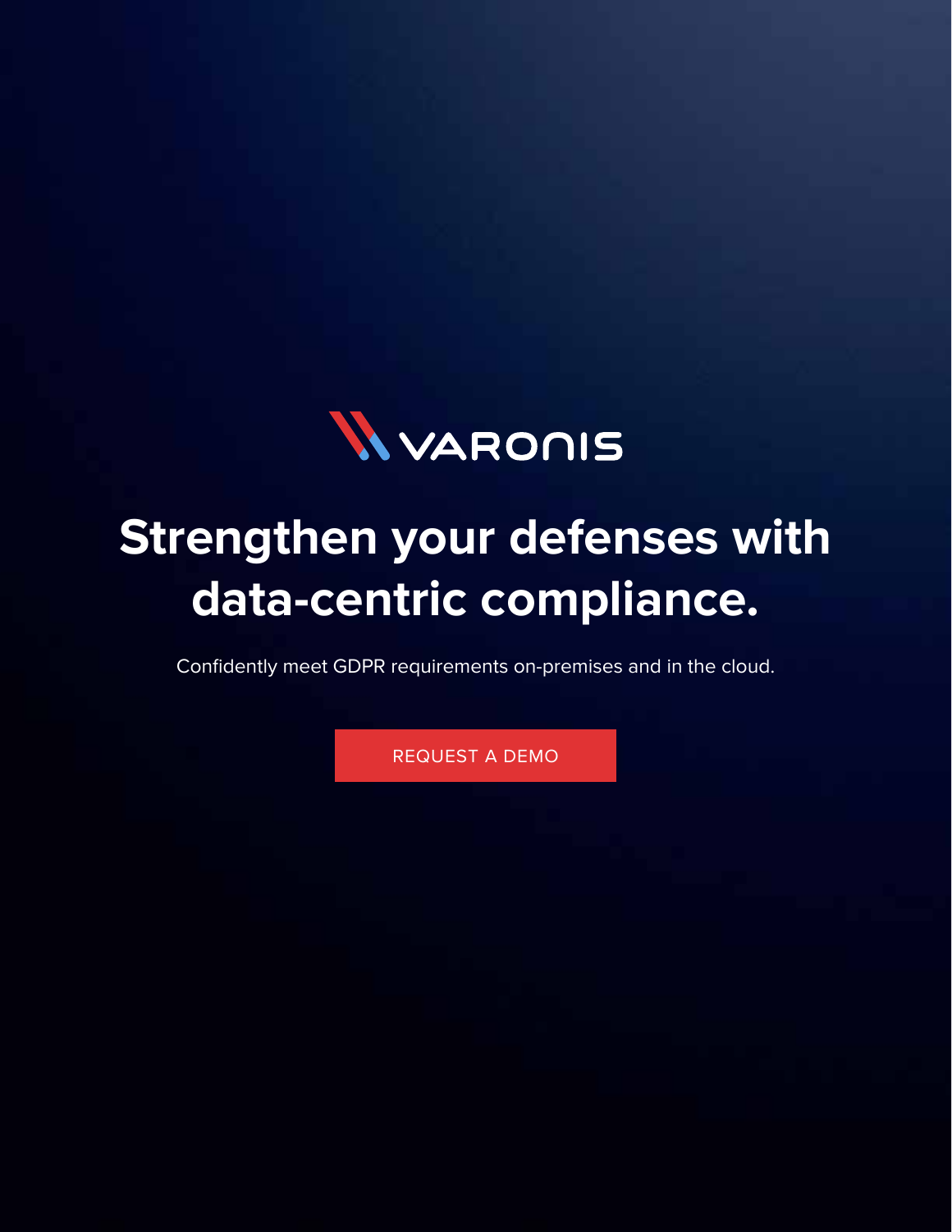VARONIS

# Strengthen your defenses with data-centric compliance.

Confidently meet GDPR requirements on-premises and in the cloud.

REQUEST A DEMO